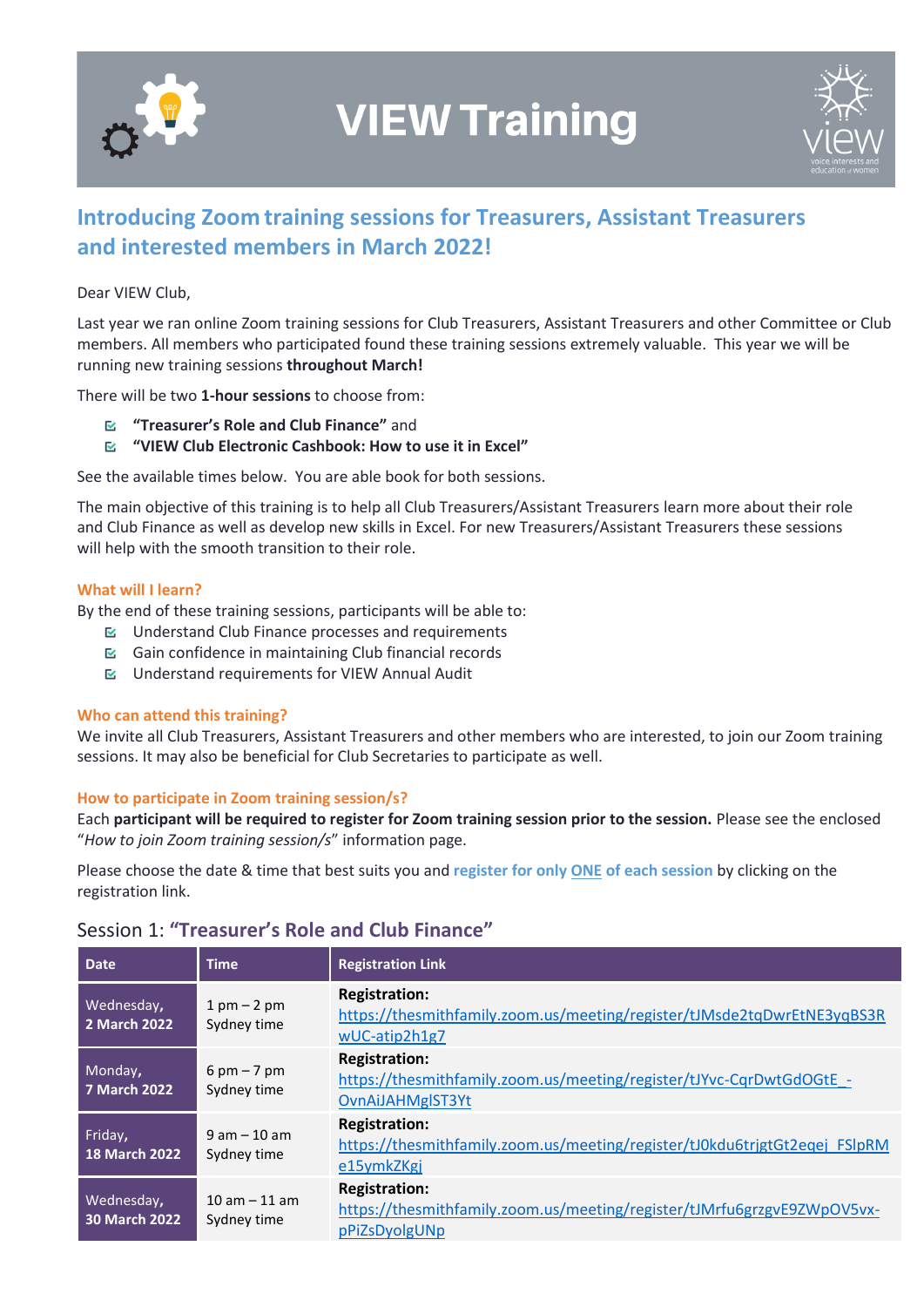# VIEW Training

## Introducing Zoom training sessions for Treasurers, Assistant Treasurers and interested members in March 2022!

Dear VIEW Club,

Last year we ran online Zoom training sessions for Club Treasurers, Assistant Treasurers and other Committee or Club members. All members who participated found these training sessions extremely valuable. This year we will be running new training sessions **throughout March!**

There will be two **1-hour sessions** to choose from:

- **"Treasurer's Role and Club Finance"** and
- **"VIEW Club Electronic Cashbook: How to use it in Excel"**

See the available times below. You are able book for both sessions.

The main objective of this training is to help all Club Treasurers/Assistant Treasurers learn more about their role and Club Finance as well as develop new skills in Excel. For new Treasurers/Assistant Treasurers these sessions will help with the smooth transition to their role.

### What will I learn?

By the end of these training sessions, participants will be able to:

- Understand Club Finance processes and requirements
- Gain confidence in maintaining Club financial records
- Understand requirements for VIEW Annual Audit

### Who can attend this training?

We invite all Club Treasurers, Assistant Treasurers and other members who are interested, to join our Zoom training sessions. It may also be beneficial for Club Secretaries to participate as well.

### How to participate in Zoom training session/s?

Each **participant will be required to register for Zoom training session prior to the session.** Please see the enclosed "*How to join Zoom training session/s*" information page.

Please choose the date & time that best suits you and **register for only ONE of each session** by clicking on the registration link.

## Session 1: **"Treasurer's Role and Club Finance"**

| Date | Time | Registration Link |
|---|---|---|
| Wednesday, **2 March 2022** | 1 pm – 2 pm Sydney time | **Registration:** https://thesmithfamily.zoom.us/meeting/register/tJMsde2tqDwrEtNE3yqBS3RwUC-atip2h1g7 |
| Monday, **7 March 2022** | 6 pm – 7 pm Sydney time | **Registration:** https://thesmithfamily.zoom.us/meeting/register/tJYvc-CqrDwtGdOGtE_-OvnAiJAHMglST3Yt |
| Friday, **18 March 2022** | 9 am – 10 am Sydney time | **Registration:** https://thesmithfamily.zoom.us/meeting/register/tJ0kdu6trjgtGt2eqej_FSlpRMe15ymkZKgj |
| Wednesday, **30 March 2022** | 10 am – 11 am Sydney time | **Registration:** https://thesmithfamily.zoom.us/meeting/register/tJMrfu6grzgvE9ZWpOV5vx-pPiZsDyolgUNp |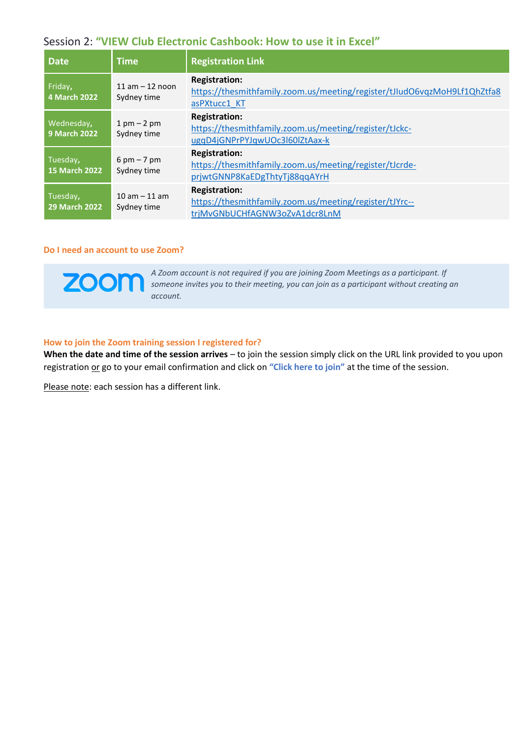## Session 2: **"VIEW Club Electronic Cashbook: How to use it in Excel"**

| Date | Time | Registration Link |
|---|---|---|
| Friday, **4 March 2022** | 11 am – 12 noon Sydney time | **Registration:** https://thesmithfamily.zoom.us/meeting/register/tJIudO6vqzMoH9Lf1QhZtfa8asPXtucc1_KT |
| Wednesday, **9 March 2022** | 1 pm – 2 pm Sydney time | **Registration:** https://thesmithfamily.zoom.us/meeting/register/tJckc-ugqD4jGNPrPYJqwUOc3l60lZtAax-k |
| Tuesday, **15 March 2022** | 6 pm – 7 pm Sydney time | **Registration:** https://thesmithfamily.zoom.us/meeting/register/tJcrde-prjwtGNNP8KaEDgThtyTj88qqAYrH |
| Tuesday, **29 March 2022** | 10 am – 11 am Sydney time | **Registration:** https://thesmithfamily.zoom.us/meeting/register/tJYrc--trjMvGNbUCHfAGNW3oZvA1dcr8LnM |

### Do I need an account to use Zoom?

zoom

*A Zoom account is not required if you are joining Zoom Meetings as a participant. If someone invites you to their meeting, you can join as a participant without creating an account.*

### How to join the Zoom training session I registered for?

**When the date and time of the session arrives** – to join the session simply click on the URL link provided to you upon registration or go to your email confirmation and click on **"Click here to join"** at the time of the session.

Please note: each session has a different link.